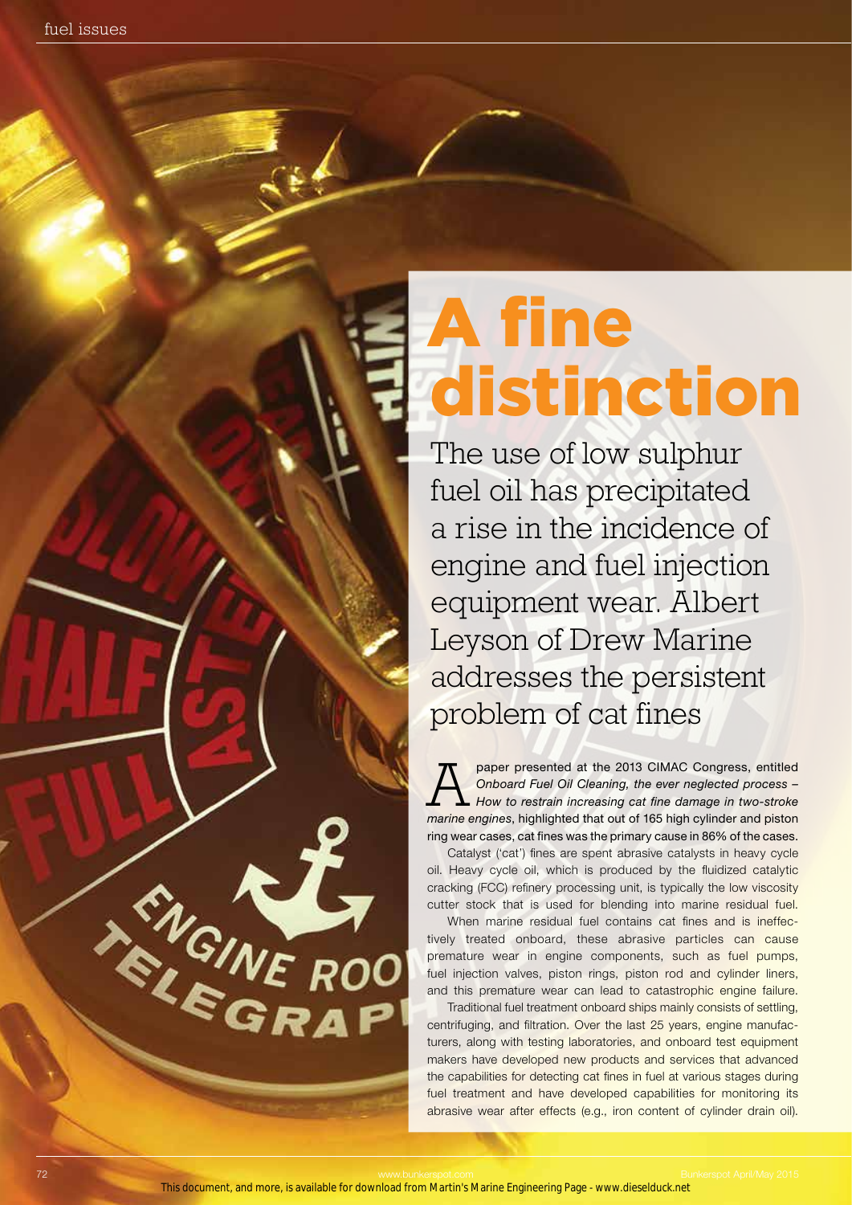# A fine distinction

The use of low sulphur fuel oil has precipitated a rise in the incidence of engine and fuel injection equipment wear. Albert Leyson of Drew Marine addresses the persistent problem of cat fines

A paper presented at the 2013 CIMAC Congress, entitled *Onboard Fuel Oil Cleaning, the ever neglected process – How to restrain increasing cat fine damage in two-stroke marine engines*, highlighted that out of 165 high cylinder and piston ring wear cases, cat fines was the primary cause in 86% of the cases.

Catalyst ('cat') fines are spent abrasive catalysts in heavy cycle oil. Heavy cycle oil, which is produced by the fluidized catalytic cracking (FCC) refinery processing unit, is typically the low viscosity cutter stock that is used for blending into marine residual fuel.

When marine residual fuel contains cat fines and is ineffectively treated onboard, these abrasive particles can cause premature wear in engine components, such as fuel pumps, fuel injection valves, piston rings, piston rod and cylinder liners, and this premature wear can lead to catastrophic engine failure.

Traditional fuel treatment onboard ships mainly consists of settling, centrifuging, and filtration. Over the last 25 years, engine manufacturers, along with testing laboratories, and onboard test equipment makers have developed new products and services that advanced the capabilities for detecting cat fines in fuel at various stages during fuel treatment and have developed capabilities for monitoring its abrasive wear after effects (e.g., iron content of cylinder drain oil).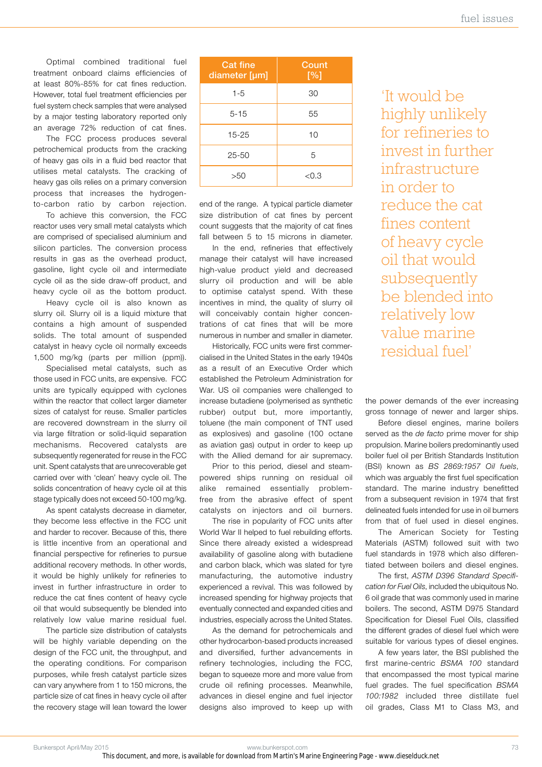Optimal combined traditional fuel treatment onboard claims efficiencies of at least 80%-85% for cat fines reduction. However, total fuel treatment efficiencies per fuel system check samples that were analysed by a major testing laboratory reported only an average 72% reduction of cat fines.

The FCC process produces several petrochemical products from the cracking of heavy gas oils in a fluid bed reactor that utilises metal catalysts. The cracking of heavy gas oils relies on a primary conversion process that increases the hydrogen-to-carbon ratio by carbon rejection.

To achieve this conversion, the FCC reactor uses very small metal catalysts which are comprised of specialised aluminium and silicon particles. The conversion process results in gas as the overhead product, gasoline, light cycle oil and intermediate cycle oil as the side draw-off product, and heavy cycle oil as the bottom product.

Heavy cycle oil is also known as slurry oil. Slurry oil is a liquid mixture that contains a high amount of suspended solids. The total amount of suspended catalyst in heavy cycle oil normally exceeds 1,500 mg/kg (parts per million (ppm)).

Specialised metal catalysts, such as those used in FCC units, are expensive. FCC units are typically equipped with cyclones within the reactor that collect larger diameter sizes of catalyst for reuse. Smaller particles are recovered downstream in the slurry oil via large filtration or solid-liquid separation mechanisms. Recovered catalysts are subsequently regenerated for reuse in the FCC unit. Spent catalysts that are unrecoverable get carried over with 'clean' heavy cycle oil. The solids concentration of heavy cycle oil at this stage typically does not exceed 50-100 mg/kg.

As spent catalysts decrease in diameter, they become less effective in the FCC unit and harder to recover. Because of this, there is little incentive from an operational and financial perspective for refineries to pursue additional recovery methods. In other words, it would be highly unlikely for refineries to invest in further infrastructure in order to reduce the cat fines content of heavy cycle oil that would subsequently be blended into relatively low value marine residual fuel.

The particle size distribution of catalysts will be highly variable depending on the design of the FCC unit, the throughput, and the operating conditions. For comparison purposes, while fresh catalyst particle sizes can vary anywhere from 1 to 150 microns, the particle size of cat fines in heavy cycle oil after the recovery stage will lean toward the lower end of the range. A typical particle diameter size distribution of cat fines by percent count suggests that the majority of cat fines fall between 5 to 15 microns in diameter.

| Cat fine diameter [µm] | Count [%] |
|---|---|
| 1-5 | 30 |
| 5-15 | 55 |
| 15-25 | 10 |
| 25-50 | 5 |
| >50 | <0.3 |

In the end, refineries that effectively manage their catalyst will have increased high-value product yield and decreased slurry oil production and will be able to optimise catalyst spend. With these incentives in mind, the quality of slurry oil will conceivably contain higher concentrations of cat fines that will be more numerous in number and smaller in diameter.

Historically, FCC units were first commercialised in the United States in the early 1940s as a result of an Executive Order which established the Petroleum Administration for War. US oil companies were challenged to increase butadiene (polymerised as synthetic rubber) output but, more importantly, toluene (the main component of TNT used as explosives) and gasoline (100 octane as aviation gas) output in order to keep up with the Allied demand for air supremacy.

Prior to this period, diesel and steam-powered ships running on residual oil alike remained essentially problem-free from the abrasive effect of spent catalysts on injectors and oil burners.

The rise in popularity of FCC units after World War II helped to fuel rebuilding efforts. Since there already existed a widespread availability of gasoline along with butadiene and carbon black, which was slated for tyre manufacturing, the automotive industry experienced a revival. This was followed by increased spending for highway projects that eventually connected and expanded cities and industries, especially across the United States.

As the demand for petrochemicals and other hydrocarbon-based products increased and diversified, further advancements in refinery technologies, including the FCC, began to squeeze more and more value from crude oil refining processes. Meanwhile, advances in diesel engine and fuel injector designs also improved to keep up with the power demands of the ever increasing gross tonnage of newer and larger ships.

> 'It would be highly unlikely for refineries to invest in further infrastructure in order to reduce the cat fines content of heavy cycle oil that would subsequently be blended into relatively low value marine residual fuel'

Before diesel engines, marine boilers served as the *de facto* prime mover for ship propulsion. Marine boilers predominantly used boiler fuel oil per British Standards Institution (BSI) known as *BS 2869:1957 Oil fuels*, which was arguably the first fuel specification standard. The marine industry benefitted from a subsequent revision in 1974 that first delineated fuels intended for use in oil burners from that of fuel used in diesel engines.

The American Society for Testing Materials (ASTM) followed suit with two fuel standards in 1978 which also differentiated between boilers and diesel engines.

The first, *ASTM D396 Standard Specification for Fuel Oils*, included the ubiquitous No. 6 oil grade that was commonly used in marine boilers. The second, ASTM D975 Standard Specification for Diesel Fuel Oils, classified the different grades of diesel fuel which were suitable for various types of diesel engines.

A few years later, the BSI published the first marine-centric *BSMA 100* standard that encompassed the most typical marine fuel grades. The fuel specification *BSMA 100:1982* included three distillate fuel oil grades, Class M1 to Class M3, and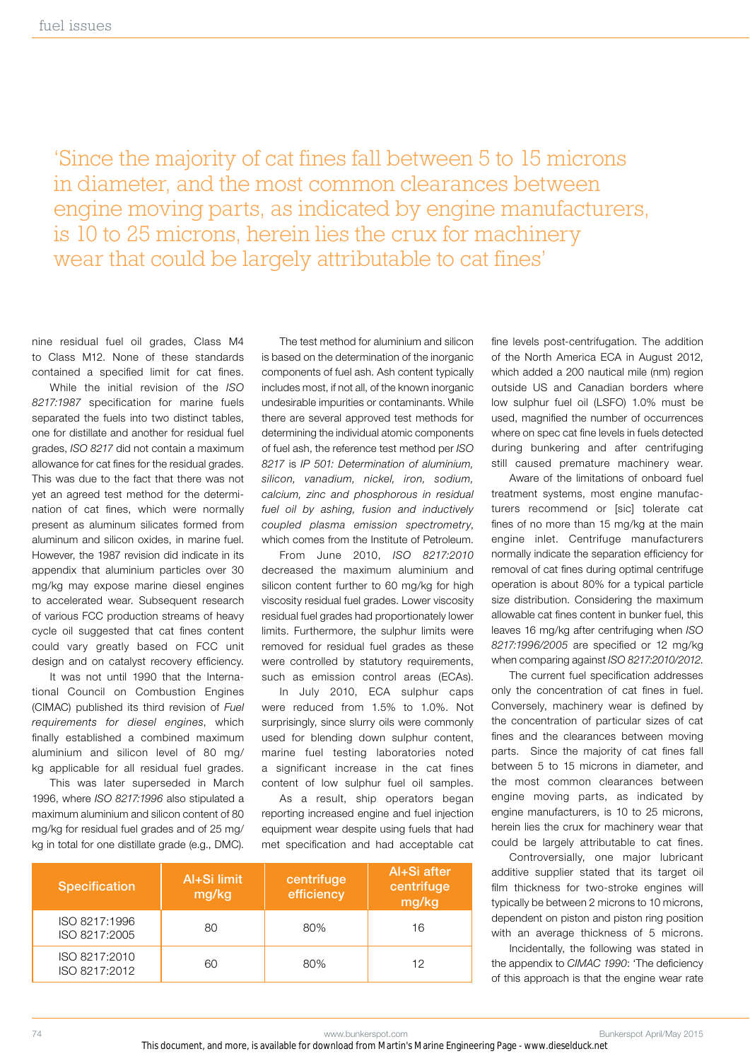'Since the majority of cat fines fall between 5 to 15 microns in diameter, and the most common clearances between engine moving parts, as indicated by engine manufacturers, is 10 to 25 microns, herein lies the crux for machinery wear that could be largely attributable to cat fines'

nine residual fuel oil grades, Class M4 to Class M12. None of these standards contained a specified limit for cat fines.

While the initial revision of the *ISO 8217:1987* specification for marine fuels separated the fuels into two distinct tables, one for distillate and another for residual fuel grades, *ISO 8217* did not contain a maximum allowance for cat fines for the residual grades. This was due to the fact that there was not yet an agreed test method for the determination of cat fines, which were normally present as aluminum silicates formed from aluminum and silicon oxides, in marine fuel. However, the 1987 revision did indicate in its appendix that aluminium particles over 30 mg/kg may expose marine diesel engines to accelerated wear. Subsequent research of various FCC production streams of heavy cycle oil suggested that cat fines content could vary greatly based on FCC unit design and on catalyst recovery efficiency.

It was not until 1990 that the International Council on Combustion Engines (CIMAC) published its third revision of *Fuel requirements for diesel engines*, which finally established a combined maximum aluminium and silicon level of 80 mg/kg applicable for all residual fuel grades.

This was later superseded in March 1996, where *ISO 8217:1996* also stipulated a maximum aluminium and silicon content of 80 mg/kg for residual fuel grades and of 25 mg/kg in total for one distillate grade (e.g., DMC).

The test method for aluminium and silicon is based on the determination of the inorganic components of fuel ash. Ash content typically includes most, if not all, of the known inorganic undesirable impurities or contaminants. While there are several approved test methods for determining the individual atomic components of fuel ash, the reference test method per *ISO 8217* is *IP 501: Determination of aluminium, silicon, vanadium, nickel, iron, sodium, calcium, zinc and phosphorous in residual fuel oil by ashing, fusion and inductively coupled plasma emission spectrometry*, which comes from the Institute of Petroleum.

From June 2010, *ISO 8217:2010* decreased the maximum aluminium and silicon content further to 60 mg/kg for high viscosity residual fuel grades. Lower viscosity residual fuel grades had proportionately lower limits. Furthermore, the sulphur limits were removed for residual fuel grades as these were controlled by statutory requirements, such as emission control areas (ECAs).

In July 2010, ECA sulphur caps were reduced from 1.5% to 1.0%. Not surprisingly, since slurry oils were commonly used for blending down sulphur content, marine fuel testing laboratories noted a significant increase in the cat fines content of low sulphur fuel oil samples.

As a result, ship operators began reporting increased engine and fuel injection equipment wear despite using fuels that had met specification and had acceptable cat fine levels post-centrifugation. The addition of the North America ECA in August 2012, which added a 200 nautical mile (nm) region outside US and Canadian borders where low sulphur fuel oil (LSFO) 1.0% must be used, magnified the number of occurrences where on spec cat fine levels in fuels detected during bunkering and after centrifuging still caused premature machinery wear.

Aware of the limitations of onboard fuel treatment systems, most engine manufacturers recommend or [sic] tolerate cat fines of no more than 15 mg/kg at the main engine inlet. Centrifuge manufacturers normally indicate the separation efficiency for removal of cat fines during optimal centrifuge operation is about 80% for a typical particle size distribution. Considering the maximum allowable cat fines content in bunker fuel, this leaves 16 mg/kg after centrifuging when *ISO 8217:1996/2005* are specified or 12 mg/kg when comparing against *ISO 8217:2010/2012*.

| Specification | Al+Si limit mg/kg | centrifuge efficiency | Al+Si after centrifuge mg/kg |
|---|---|---|---|
| ISO 8217:1996<br>ISO 8217:2005 | 80 | 80% | 16 |
| ISO 8217:2010<br>ISO 8217:2012 | 60 | 80% | 12 |

The current fuel specification addresses only the concentration of cat fines in fuel. Conversely, machinery wear is defined by the concentration of particular sizes of cat fines and the clearances between moving parts. Since the majority of cat fines fall between 5 to 15 microns in diameter, and the most common clearances between engine moving parts, as indicated by engine manufacturers, is 10 to 25 microns, herein lies the crux for machinery wear that could be largely attributable to cat fines.

Controversially, one major lubricant additive supplier stated that its target oil film thickness for two-stroke engines will typically be between 2 microns to 10 microns, dependent on piston and piston ring position with an average thickness of 5 microns.

Incidentally, the following was stated in the appendix to *CIMAC 1990*: 'The deficiency of this approach is that the engine wear rate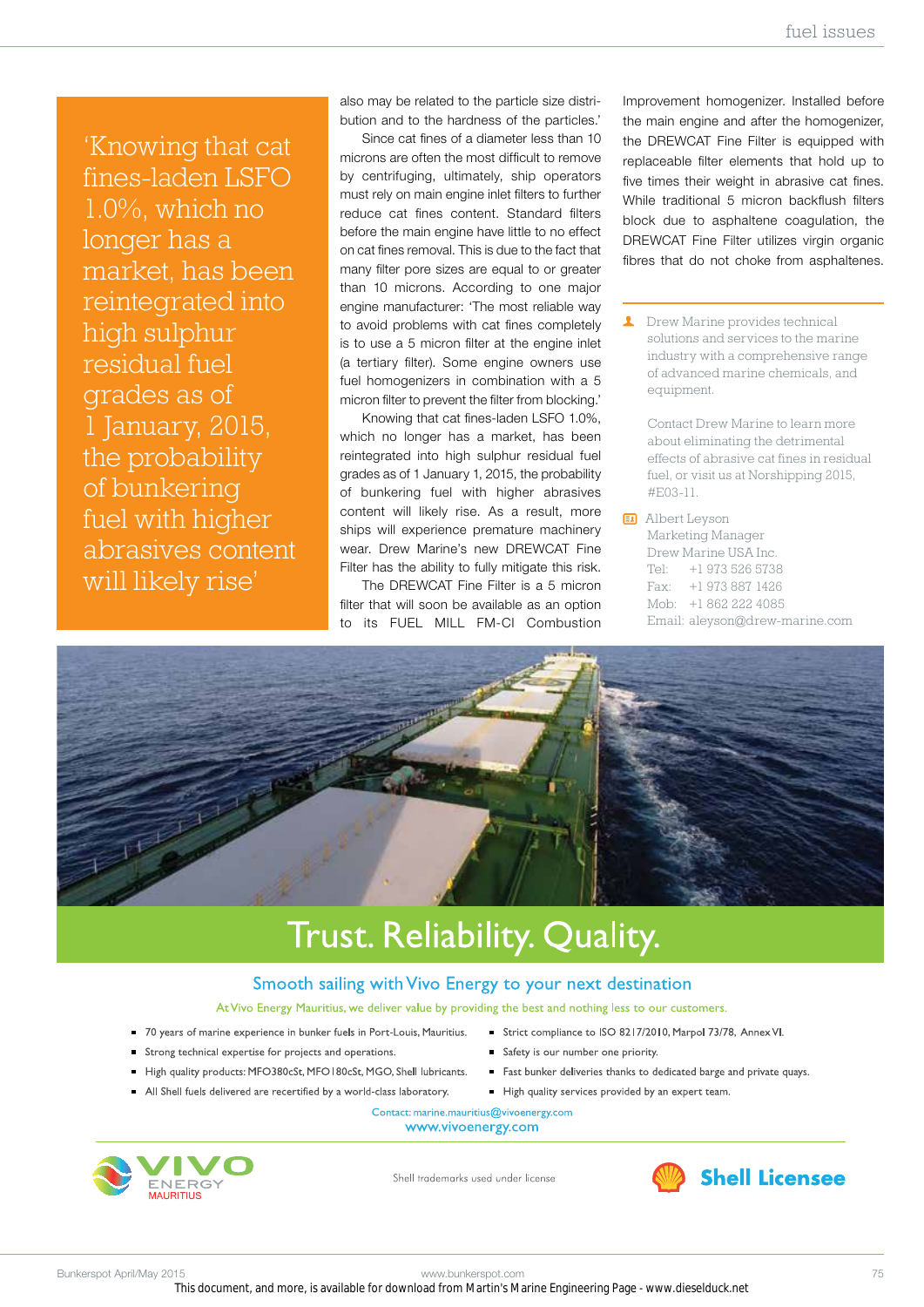> 'Knowing that cat fines-laden LSFO 1.0%, which no longer has a market, has been reintegrated into high sulphur residual fuel grades as of 1 January, 2015, the probability of bunkering fuel with higher abrasives content will likely rise'

also may be related to the particle size distribution and to the hardness of the particles.'

Since cat fines of a diameter less than 10 microns are often the most difficult to remove by centrifuging, ultimately, ship operators must rely on main engine inlet filters to further reduce cat fines content. Standard filters before the main engine have little to no effect on cat fines removal. This is due to the fact that many filter pore sizes are equal to or greater than 10 microns. According to one major engine manufacturer: 'The most reliable way to avoid problems with cat fines completely is to use a 5 micron filter at the engine inlet (a tertiary filter). Some engine owners use fuel homogenizers in combination with a 5 micron filter to prevent the filter from blocking.'

Knowing that cat fines-laden LSFO 1.0%, which no longer has a market, has been reintegrated into high sulphur residual fuel grades as of 1 January 1, 2015, the probability of bunkering fuel with higher abrasives content will likely rise. As a result, more ships will experience premature machinery wear. Drew Marine's new DREWCAT Fine Filter has the ability to fully mitigate this risk.

The DREWCAT Fine Filter is a 5 micron filter that will soon be available as an option to its FUEL MILL FM-CI Combustion Improvement homogenizer. Installed before the main engine and after the homogenizer, the DREWCAT Fine Filter is equipped with replaceable filter elements that hold up to five times their weight in abrasive cat fines. While traditional 5 micron backflush filters block due to asphaltene coagulation, the DREWCAT Fine Filter utilizes virgin organic fibres that do not choke from asphaltenes.

Drew Marine provides technical solutions and services to the marine industry with a comprehensive range of advanced marine chemicals, and equipment.

Contact Drew Marine to learn more about eliminating the detrimental effects of abrasive cat fines in residual fuel, or visit us at Norshipping 2015, #E03-11.

Albert Leyson
Marketing Manager
Drew Marine USA Inc.
Tel: +1 973 526 5738
Fax: +1 973 887 1426
Mob: +1 862 222 4085
Email: aleyson@drew-marine.com

# Trust. Reliability. Quality.

## Smooth sailing with Vivo Energy to your next destination

At Vivo Energy Mauritius, we deliver value by providing the best and nothing less to our customers.

- 70 years of marine experience in bunker fuels in Port-Louis, Mauritius.
- Strong technical expertise for projects and operations.
- High quality products: MFO380cSt, MFO180cSt, MGO, Shell lubricants.
- All Shell fuels delivered are recertified by a world-class laboratory.
- Strict compliance to ISO 8217/2010, Marpol 73/78, Annex VI.
- Safety is our number one priority.
- Fast bunker deliveries thanks to dedicated barge and private quays.
- High quality services provided by an expert team.

Contact: marine.mauritius@vivoenergy.com
www.vivoenergy.com

VIVO ENERGY MAURITIUS

Shell trademarks used under license

Shell Licensee

This document, and more, is available for download from Martin's Marine Engineering Page - www.dieselduck.net